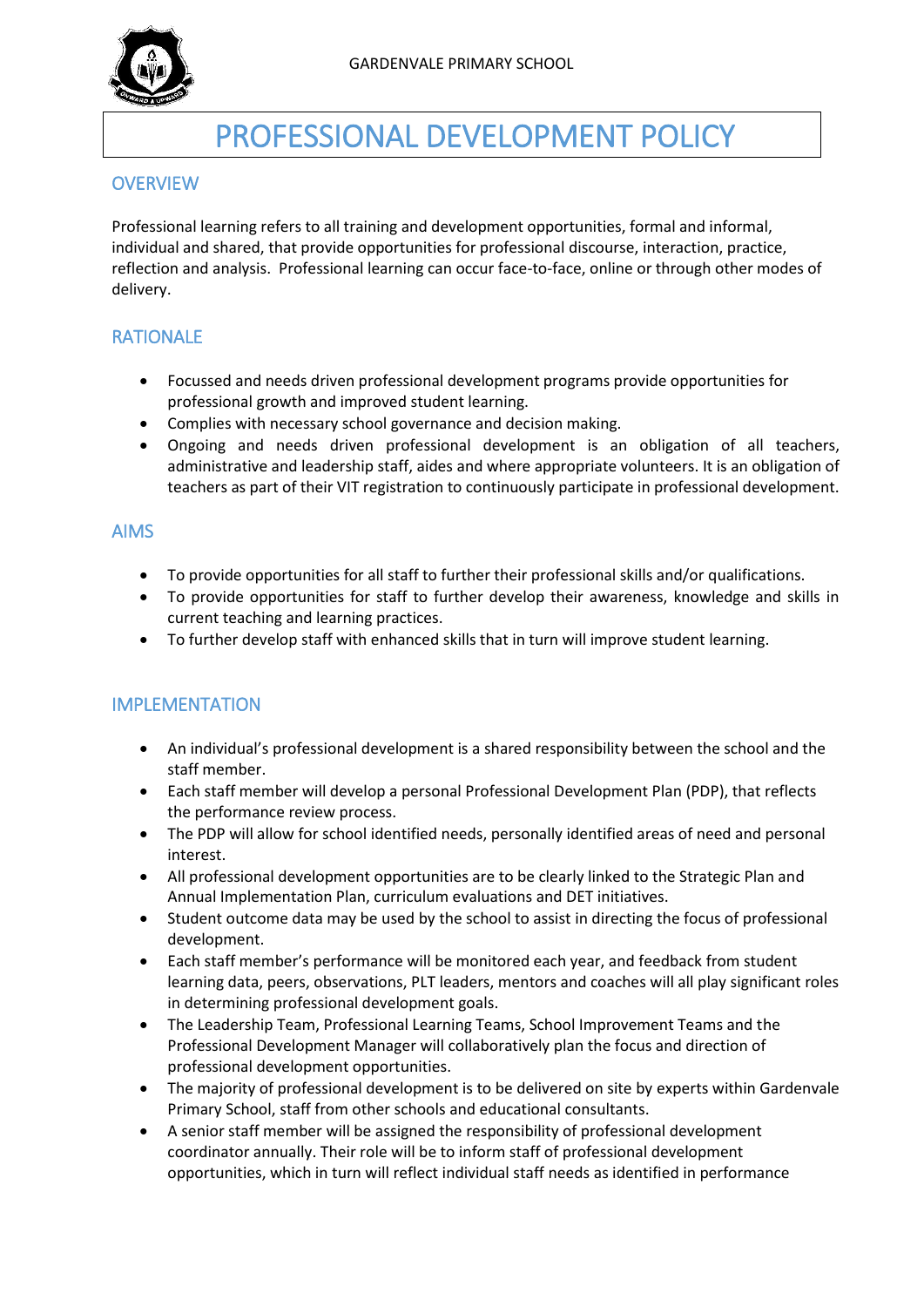GARDENVALE PRIMARY SCHOOL

# PROFESSIONAL DEVELOPMENT POLICY

## OVERVIEW

Professional learning refers to all training and development opportunities, formal and informal, individual and shared, that provide opportunities for professional discourse, interaction, practice, reflection and analysis. Professional learning can occur face-to-face, online or through other modes of delivery.

## RATIONALE

- Focussed and needs driven professional development programs provide opportunities for professional growth and improved student learning.
- Complies with necessary school governance and decision making.
- Ongoing and needs driven professional development is an obligation of all teachers, administrative and leadership staff, aides and where appropriate volunteers. It is an obligation of teachers as part of their VIT registration to continuously participate in professional development.

## AIMS

- To provide opportunities for all staff to further their professional skills and/or qualifications.
- To provide opportunities for staff to further develop their awareness, knowledge and skills in current teaching and learning practices.
- To further develop staff with enhanced skills that in turn will improve student learning.

## IMPLEMENTATION

- An individual's professional development is a shared responsibility between the school and the staff member.
- Each staff member will develop a personal Professional Development Plan (PDP), that reflects the performance review process.
- The PDP will allow for school identified needs, personally identified areas of need and personal interest.
- All professional development opportunities are to be clearly linked to the Strategic Plan and Annual Implementation Plan, curriculum evaluations and DET initiatives.
- Student outcome data may be used by the school to assist in directing the focus of professional development.
- Each staff member's performance will be monitored each year, and feedback from student learning data, peers, observations, PLT leaders, mentors and coaches will all play significant roles in determining professional development goals.
- The Leadership Team, Professional Learning Teams, School Improvement Teams and the Professional Development Manager will collaboratively plan the focus and direction of professional development opportunities.
- The majority of professional development is to be delivered on site by experts within Gardenvale Primary School, staff from other schools and educational consultants.
- A senior staff member will be assigned the responsibility of professional development coordinator annually. Their role will be to inform staff of professional development opportunities, which in turn will reflect individual staff needs as identified in performance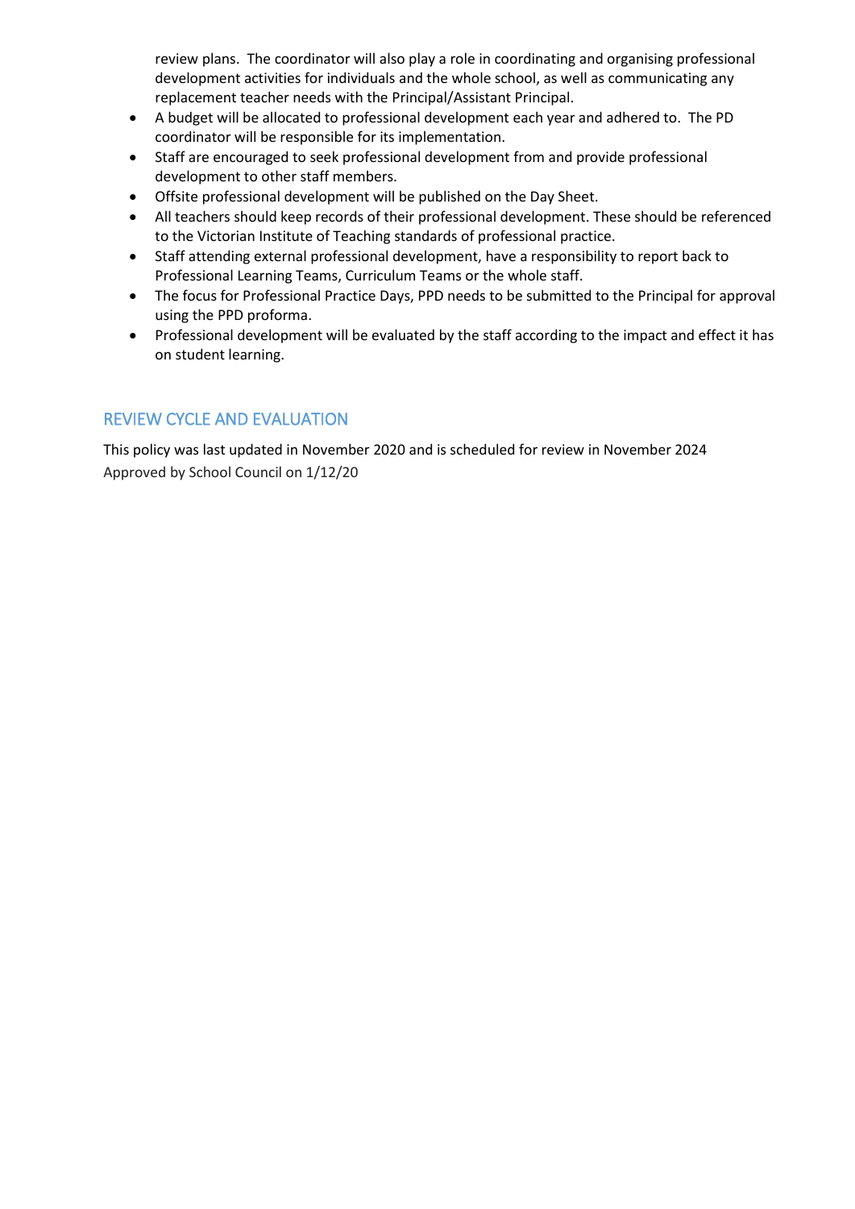review plans. The coordinator will also play a role in coordinating and organising professional development activities for individuals and the whole school, as well as communicating any replacement teacher needs with the Principal/Assistant Principal.

- A budget will be allocated to professional development each year and adhered to. The PD coordinator will be responsible for its implementation.
- Staff are encouraged to seek professional development from and provide professional development to other staff members.
- Offsite professional development will be published on the Day Sheet.
- All teachers should keep records of their professional development. These should be referenced to the Victorian Institute of Teaching standards of professional practice.
- Staff attending external professional development, have a responsibility to report back to Professional Learning Teams, Curriculum Teams or the whole staff.
- The focus for Professional Practice Days, PPD needs to be submitted to the Principal for approval using the PPD proforma.
- Professional development will be evaluated by the staff according to the impact and effect it has on student learning.

## REVIEW CYCLE AND EVALUATION

This policy was last updated in November 2020 and is scheduled for review in November 2024

Approved by School Council on 1/12/20